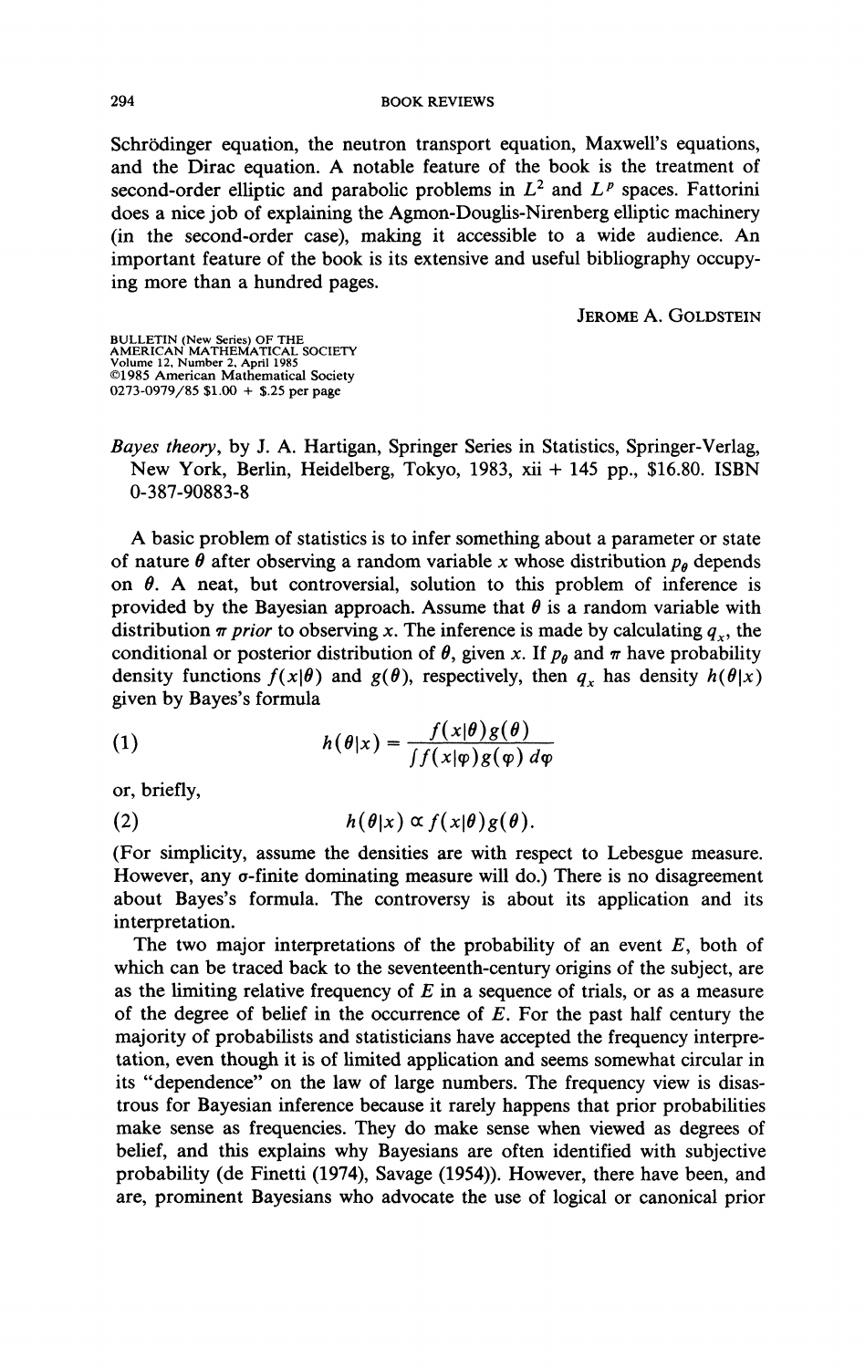Schrödinger equation, the neutron transport equation, Maxwell's equations, and the Dirac equation. A notable feature of the book is the treatment of second-order elliptic and parabolic problems in $L^2$ and $L^p$ spaces. Fattorini does a nice job of explaining the Agmon-Douglis-Nirenberg elliptic machinery (in the second-order case), making it accessible to a wide audience. An important feature of the book is its extensive and useful bibliography occupying more than a hundred pages.

JEROME A. GOLDSTEIN

BULLETIN (New Series) OF THE AMERICAN MATHEMATICAL SOCIETY
Volume 12, Number 2, April 1985
©1985 American Mathematical Society
0273-0979/85 $1.00 + $.25 per page

*Bayes theory*, by J. A. Hartigan, Springer Series in Statistics, Springer-Verlag, New York, Berlin, Heidelberg, Tokyo, 1983, xii + 145 pp., $16.80. ISBN 0-387-90883-8

A basic problem of statistics is to infer something about a parameter or state of nature $\theta$ after observing a random variable $x$ whose distribution $p_\theta$ depends on $\theta$. A neat, but controversial, solution to this problem of inference is provided by the Bayesian approach. Assume that $\theta$ is a random variable with distribution $\pi$ *prior* to observing $x$. The inference is made by calculating $q_x$, the conditional or posterior distribution of $\theta$, given $x$. If $p_\theta$ and $\pi$ have probability density functions $f(x|\theta)$ and $g(\theta)$, respectively, then $q_x$ has density $h(\theta|x)$ given by Bayes's formula

$$h(\theta|x) = \frac{f(x|\theta)g(\theta)}{\int f(x|\varphi)g(\varphi)\,d\varphi} \tag{1}$$

or, briefly,

$$h(\theta|x) \propto f(x|\theta)g(\theta). \tag{2}$$

(For simplicity, assume the densities are with respect to Lebesgue measure. However, any $\sigma$-finite dominating measure will do.) There is no disagreement about Bayes's formula. The controversy is about its application and its interpretation.

The two major interpretations of the probability of an event $E$, both of which can be traced back to the seventeenth-century origins of the subject, are as the limiting relative frequency of $E$ in a sequence of trials, or as a measure of the degree of belief in the occurrence of $E$. For the past half century the majority of probabilists and statisticians have accepted the frequency interpretation, even though it is of limited application and seems somewhat circular in its "dependence" on the law of large numbers. The frequency view is disastrous for Bayesian inference because it rarely happens that prior probabilities make sense as frequencies. They do make sense when viewed as degrees of belief, and this explains why Bayesians are often identified with subjective probability (de Finetti (1974), Savage (1954)). However, there have been, and are, prominent Bayesians who advocate the use of logical or canonical prior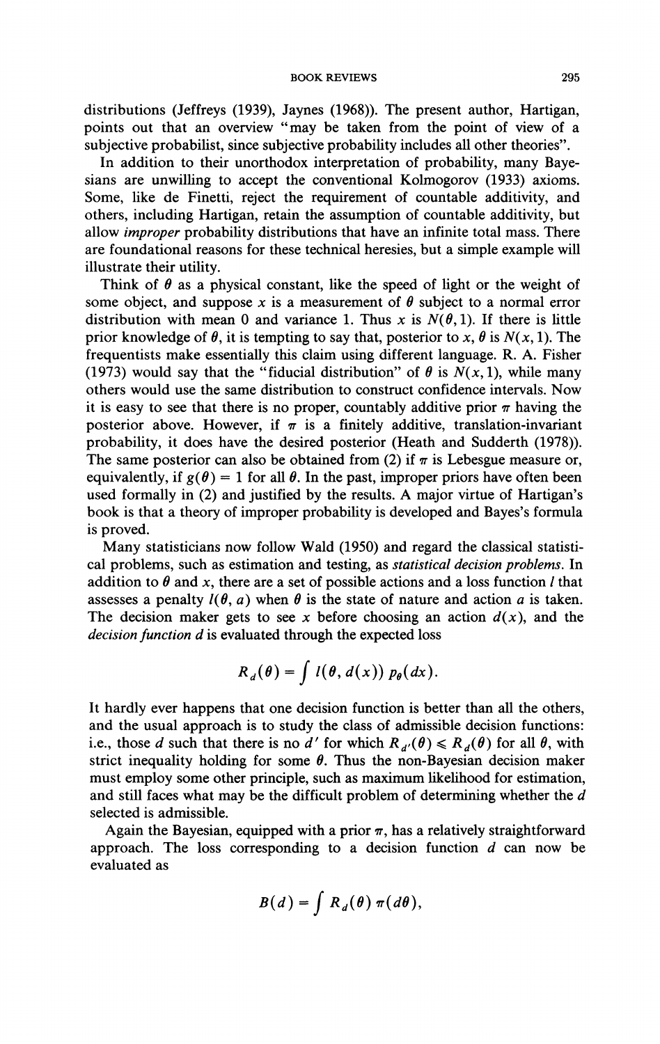distributions (Jeffreys (1939), Jaynes (1968)). The present author, Hartigan, points out that an overview "may be taken from the point of view of a subjective probabilist, since subjective probability includes all other theories".

In addition to their unorthodox interpretation of probability, many Bayesians are unwilling to accept the conventional Kolmogorov (1933) axioms. Some, like de Finetti, reject the requirement of countable additivity, and others, including Hartigan, retain the assumption of countable additivity, but allow *improper* probability distributions that have an infinite total mass. There are foundational reasons for these technical heresies, but a simple example will illustrate their utility.

Think of $\theta$ as a physical constant, like the speed of light or the weight of some object, and suppose $x$ is a measurement of $\theta$ subject to a normal error distribution with mean 0 and variance 1. Thus $x$ is $N(\theta, 1)$. If there is little prior knowledge of $\theta$, it is tempting to say that, posterior to $x$, $\theta$ is $N(x, 1)$. The frequentists make essentially this claim using different language. R. A. Fisher (1973) would say that the "fiducial distribution" of $\theta$ is $N(x, 1)$, while many others would use the same distribution to construct confidence intervals. Now it is easy to see that there is no proper, countably additive prior $\pi$ having the posterior above. However, if $\pi$ is a finitely additive, translation-invariant probability, it does have the desired posterior (Heath and Sudderth (1978)). The same posterior can also be obtained from (2) if $\pi$ is Lebesgue measure or, equivalently, if $g(\theta) = 1$ for all $\theta$. In the past, improper priors have often been used formally in (2) and justified by the results. A major virtue of Hartigan's book is that a theory of improper probability is developed and Bayes's formula is proved.

Many statisticians now follow Wald (1950) and regard the classical statistical problems, such as estimation and testing, as *statistical decision problems*. In addition to $\theta$ and $x$, there are a set of possible actions and a loss function $l$ that assesses a penalty $l(\theta, a)$ when $\theta$ is the state of nature and action $a$ is taken. The decision maker gets to see $x$ before choosing an action $d(x)$, and the *decision function* $d$ is evaluated through the expected loss

$$R_d(\theta) = \int l(\theta, d(x))\, p_\theta(dx).$$

It hardly ever happens that one decision function is better than all the others, and the usual approach is to study the class of admissible decision functions: i.e., those $d$ such that there is no $d'$ for which $R_{d'}(\theta) \leqslant R_d(\theta)$ for all $\theta$, with strict inequality holding for some $\theta$. Thus the non-Bayesian decision maker must employ some other principle, such as maximum likelihood for estimation, and still faces what may be the difficult problem of determining whether the $d$ selected is admissible.

Again the Bayesian, equipped with a prior $\pi$, has a relatively straightforward approach. The loss corresponding to a decision function $d$ can now be evaluated as

$$B(d) = \int R_d(\theta)\, \pi(d\theta),$$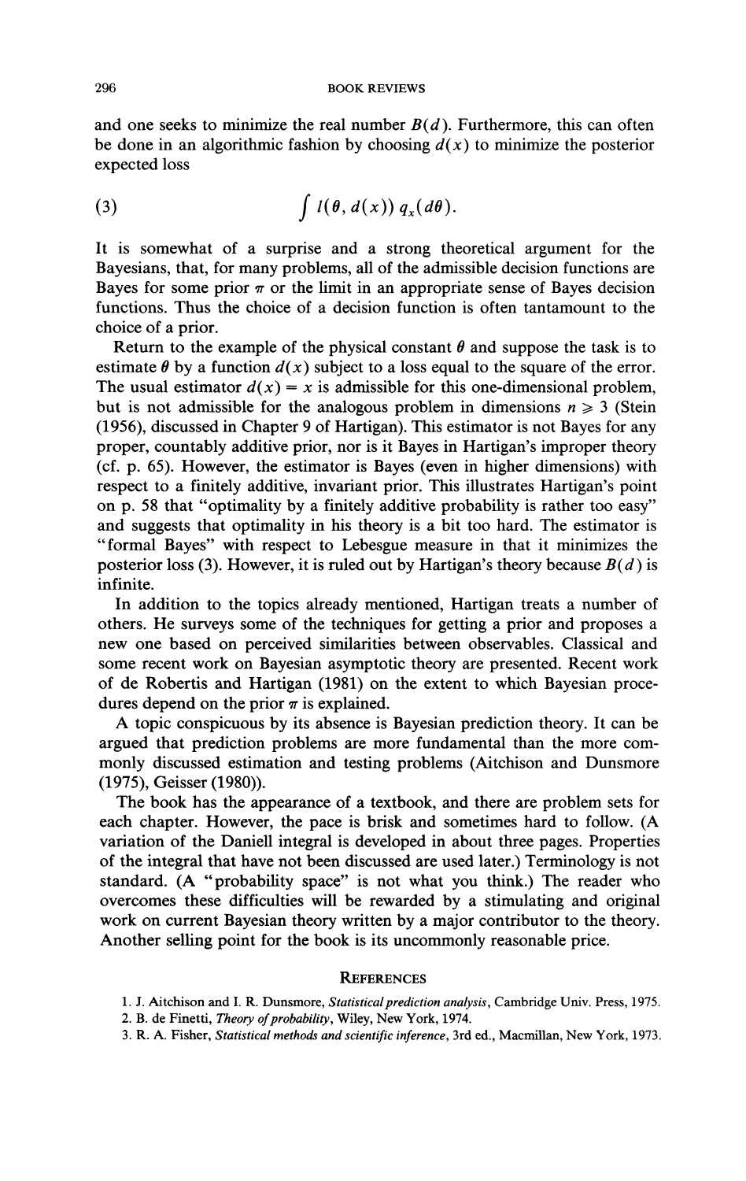and one seeks to minimize the real number $B(d)$. Furthermore, this can often be done in an algorithmic fashion by choosing $d(x)$ to minimize the posterior expected loss

$$\int l(\theta, d(x))\, q_x(d\theta). \tag{3}$$

It is somewhat of a surprise and a strong theoretical argument for the Bayesians, that, for many problems, all of the admissible decision functions are Bayes for some prior $\pi$ or the limit in an appropriate sense of Bayes decision functions. Thus the choice of a decision function is often tantamount to the choice of a prior.

Return to the example of the physical constant $\theta$ and suppose the task is to estimate $\theta$ by a function $d(x)$ subject to a loss equal to the square of the error. The usual estimator $d(x) = x$ is admissible for this one-dimensional problem, but is not admissible for the analogous problem in dimensions $n \geqslant 3$ (Stein (1956), discussed in Chapter 9 of Hartigan). This estimator is not Bayes for any proper, countably additive prior, nor is it Bayes in Hartigan's improper theory (cf. p. 65). However, the estimator is Bayes (even in higher dimensions) with respect to a finitely additive, invariant prior. This illustrates Hartigan's point on p. 58 that "optimality by a finitely additive probability is rather too easy" and suggests that optimality in his theory is a bit too hard. The estimator is "formal Bayes" with respect to Lebesgue measure in that it minimizes the posterior loss (3). However, it is ruled out by Hartigan's theory because $B(d)$ is infinite.

In addition to the topics already mentioned, Hartigan treats a number of others. He surveys some of the techniques for getting a prior and proposes a new one based on perceived similarities between observables. Classical and some recent work on Bayesian asymptotic theory are presented. Recent work of de Robertis and Hartigan (1981) on the extent to which Bayesian procedures depend on the prior $\pi$ is explained.

A topic conspicuous by its absence is Bayesian prediction theory. It can be argued that prediction problems are more fundamental than the more commonly discussed estimation and testing problems (Aitchison and Dunsmore (1975), Geisser (1980)).

The book has the appearance of a textbook, and there are problem sets for each chapter. However, the pace is brisk and sometimes hard to follow. (A variation of the Daniell integral is developed in about three pages. Properties of the integral that have not been discussed are used later.) Terminology is not standard. (A "probability space" is not what you think.) The reader who overcomes these difficulties will be rewarded by a stimulating and original work on current Bayesian theory written by a major contributor to the theory. Another selling point for the book is its uncommonly reasonable price.

## References

1. J. Aitchison and I. R. Dunsmore, *Statistical prediction analysis*, Cambridge Univ. Press, 1975.
2. B. de Finetti, *Theory of probability*, Wiley, New York, 1974.
3. R. A. Fisher, *Statistical methods and scientific inference*, 3rd ed., Macmillan, New York, 1973.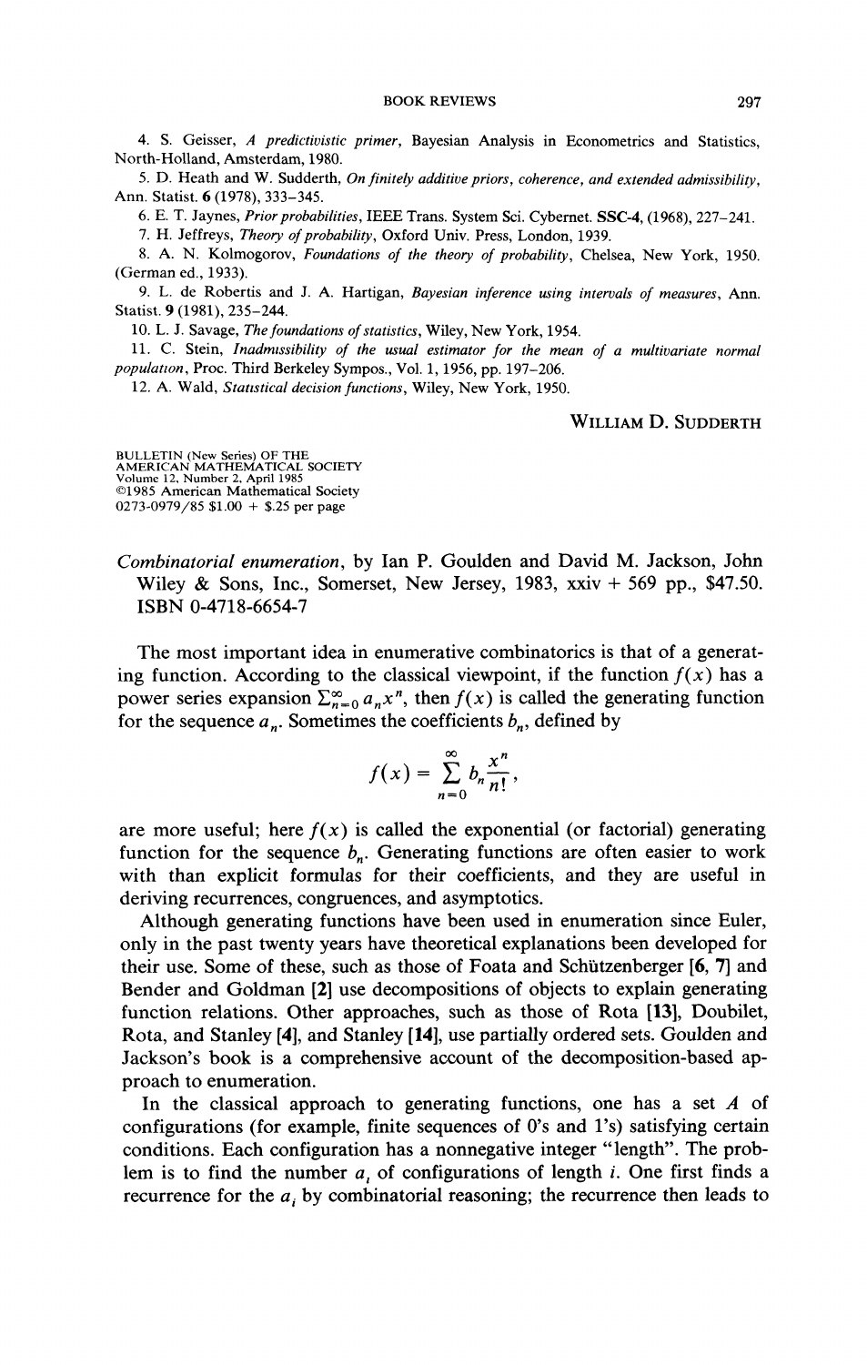4. S. Geisser, *A predictivistic primer*, Bayesian Analysis in Econometrics and Statistics, North-Holland, Amsterdam, 1980.

5. D. Heath and W. Sudderth, *On finitely additive priors, coherence, and extended admissibility*, Ann. Statist. **6** (1978), 333–345.

6. E. T. Jaynes, *Prior probabilities*, IEEE Trans. System Sci. Cybernet. **SSC-4**, (1968), 227–241.

7. H. Jeffreys, *Theory of probability*, Oxford Univ. Press, London, 1939.

8. A. N. Kolmogorov, *Foundations of the theory of probability*, Chelsea, New York, 1950. (German ed., 1933).

9. L. de Robertis and J. A. Hartigan, *Bayesian inference using intervals of measures*, Ann. Statist. **9** (1981), 235–244.

10. L. J. Savage, *The foundations of statistics*, Wiley, New York, 1954.

11. C. Stein, *Inadmissibility of the usual estimator for the mean of a multivariate normal population*, Proc. Third Berkeley Sympos., Vol. 1, 1956, pp. 197–206.

12. A. Wald, *Statistical decision functions*, Wiley, New York, 1950.

WILLIAM D. SUDDERTH

BULLETIN (New Series) OF THE AMERICAN MATHEMATICAL SOCIETY
Volume 12, Number 2, April 1985
©1985 American Mathematical Society
0273-0979/85 $1.00 + $.25 per page

*Combinatorial enumeration*, by Ian P. Goulden and David M. Jackson, John Wiley & Sons, Inc., Somerset, New Jersey, 1983, xxiv + 569 pp., $47.50. ISBN 0-4718-6654-7

The most important idea in enumerative combinatorics is that of a generating function. According to the classical viewpoint, if the function $f(x)$ has a power series expansion $\sum_{n=0}^{\infty} a_n x^n$, then $f(x)$ is called the generating function for the sequence $a_n$. Sometimes the coefficients $b_n$, defined by

$$f(x) = \sum_{n=0}^{\infty} b_n \frac{x^n}{n!},$$

are more useful; here $f(x)$ is called the exponential (or factorial) generating function for the sequence $b_n$. Generating functions are often easier to work with than explicit formulas for their coefficients, and they are useful in deriving recurrences, congruences, and asymptotics.

Although generating functions have been used in enumeration since Euler, only in the past twenty years have theoretical explanations been developed for their use. Some of these, such as those of Foata and Schützenberger [**6, 7**] and Bender and Goldman [**2**] use decompositions of objects to explain generating function relations. Other approaches, such as those of Rota [**13**], Doubilet, Rota, and Stanley [**4**], and Stanley [**14**], use partially ordered sets. Goulden and Jackson's book is a comprehensive account of the decomposition-based approach to enumeration.

In the classical approach to generating functions, one has a set $A$ of configurations (for example, finite sequences of 0's and 1's) satisfying certain conditions. Each configuration has a nonnegative integer "length". The problem is to find the number $a_i$ of configurations of length $i$. One first finds a recurrence for the $a_i$ by combinatorial reasoning; the recurrence then leads to